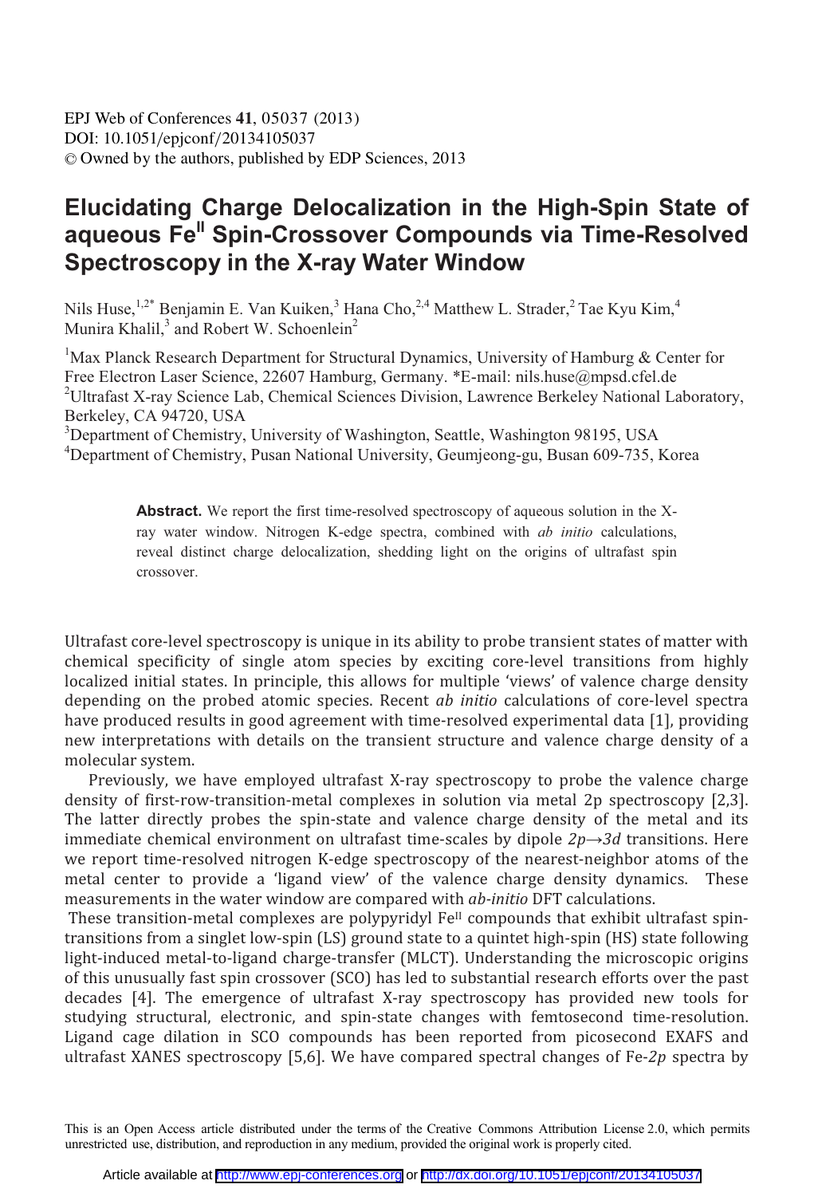# Elucidating Charge Delocalization in the High-Spin State of aqueous $Fe^{II}$ Spin-Crossover Compounds via Time-Resolved Spectroscopy in the X-ray Water Window

Nils Huse,[1,2*] Benjamin E. Van Kuiken,[3] Hana Cho,[2,4] Matthew L. Strader,[2] Tae Kyu Kim,[4] Munira Khalil,[3] and Robert W. Schoenlein[2]

[1]Max Planck Research Department for Structural Dynamics, University of Hamburg & Center for Free Electron Laser Science, 22607 Hamburg, Germany. *E-mail: nils.huse@mpsd.cfel.de
[2]Ultrafast X-ray Science Lab, Chemical Sciences Division, Lawrence Berkeley National Laboratory, Berkeley, CA 94720, USA
[3]Department of Chemistry, University of Washington, Seattle, Washington 98195, USA
[4]Department of Chemistry, Pusan National University, Geumjeong-gu, Busan 609-735, Korea

**Abstract.** We report the first time-resolved spectroscopy of aqueous solution in the X-ray water window. Nitrogen K-edge spectra, combined with *ab initio* calculations, reveal distinct charge delocalization, shedding light on the origins of ultrafast spin crossover.

Ultrafast core-level spectroscopy is unique in its ability to probe transient states of matter with chemical specificity of single atom species by exciting core-level transitions from highly localized initial states. In principle, this allows for multiple 'views' of valence charge density depending on the probed atomic species. Recent *ab initio* calculations of core-level spectra have produced results in good agreement with time-resolved experimental data [1], providing new interpretations with details on the transient structure and valence charge density of a molecular system.

Previously, we have employed ultrafast X-ray spectroscopy to probe the valence charge density of first-row-transition-metal complexes in solution via metal 2p spectroscopy [2,3]. The latter directly probes the spin-state and valence charge density of the metal and its immediate chemical environment on ultrafast time-scales by dipole $2p \rightarrow 3d$ transitions. Here we report time-resolved nitrogen K-edge spectroscopy of the nearest-neighbor atoms of the metal center to provide a 'ligand view' of the valence charge density dynamics. These measurements in the water window are compared with *ab-initio* DFT calculations.

These transition-metal complexes are polypyridyl $Fe^{II}$ compounds that exhibit ultrafast spin-transitions from a singlet low-spin (LS) ground state to a quintet high-spin (HS) state following light-induced metal-to-ligand charge-transfer (MLCT). Understanding the microscopic origins of this unusually fast spin crossover (SCO) has led to substantial research efforts over the past decades [4]. The emergence of ultrafast X-ray spectroscopy has provided new tools for studying structural, electronic, and spin-state changes with femtosecond time-resolution. Ligand cage dilation in SCO compounds has been reported from picosecond EXAFS and ultrafast XANES spectroscopy [5,6]. We have compared spectral changes of Fe-*2p* spectra by

This is an Open Access article distributed under the terms of the Creative Commons Attribution License 2.0, which permits unrestricted use, distribution, and reproduction in any medium, provided the original work is properly cited.

Article available at http://www.epj-conferences.org or http://dx.doi.org/10.1051/epjconf/20134105037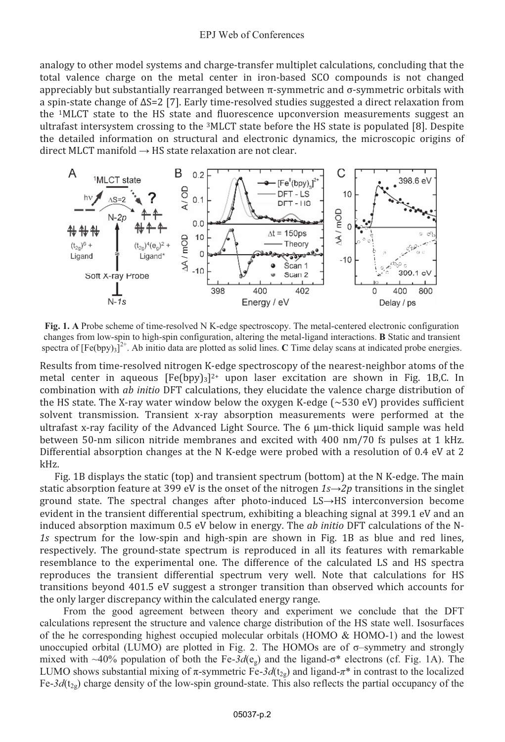analogy to other model systems and charge-transfer multiplet calculations, concluding that the total valence charge on the metal center in iron-based SCO compounds is not changed appreciably but substantially rearranged between π-symmetric and σ-symmetric orbitals with a spin-state change of ΔS=2 [7]. Early time-resolved studies suggested a direct relaxation from the [1]MLCT state to the HS state and fluorescence upconversion measurements suggest an ultrafast intersystem crossing to the [3]MLCT state before the HS state is populated [8]. Despite the detailed information on structural and electronic dynamics, the microscopic origins of direct MLCT manifold → HS state relaxation are not clear.

**Fig. 1. A** Probe scheme of time-resolved N K-edge spectroscopy. The metal-centered electronic configuration changes from low-spin to high-spin configuration, altering the metal-ligand interactions. **B** Static and transient spectra of $[Fe(bpy)_3]^{2+}$. Ab initio data are plotted as solid lines. **C** Time delay scans at indicated probe energies.

Results from time-resolved nitrogen K-edge spectroscopy of the nearest-neighbor atoms of the metal center in aqueous $[Fe(bpy)_3]^{2+}$ upon laser excitation are shown in Fig. 1B,C. In combination with *ab initio* DFT calculations, they elucidate the valence charge distribution of the HS state. The X-ray water window below the oxygen K-edge (~530 eV) provides sufficient solvent transmission. Transient x-ray absorption measurements were performed at the ultrafast x-ray facility of the Advanced Light Source. The 6 μm-thick liquid sample was held between 50-nm silicon nitride membranes and excited with 400 nm/70 fs pulses at 1 kHz. Differential absorption changes at the N K-edge were probed with a resolution of 0.4 eV at 2 kHz.

Fig. 1B displays the static (top) and transient spectrum (bottom) at the N K-edge. The main static absorption feature at 399 eV is the onset of the nitrogen *1s→2p* transitions in the singlet ground state. The spectral changes after photo-induced LS→HS interconversion become evident in the transient differential spectrum, exhibiting a bleaching signal at 399.1 eV and an induced absorption maximum 0.5 eV below in energy. The *ab initio* DFT calculations of the N-*1s* spectrum for the low-spin and high-spin are shown in Fig. 1B as blue and red lines, respectively. The ground-state spectrum is reproduced in all its features with remarkable resemblance to the experimental one. The difference of the calculated LS and HS spectra reproduces the transient differential spectrum very well. Note that calculations for HS transitions beyond 401.5 eV suggest a stronger transition than observed which accounts for the only larger discrepancy within the calculated energy range.

From the good agreement between theory and experiment we conclude that the DFT calculations represent the structure and valence charge distribution of the HS state well. Isosurfaces of the he corresponding highest occupied molecular orbitals (HOMO & HOMO-1) and the lowest unoccupied orbital (LUMO) are plotted in Fig. 2. The HOMOs are of σ–symmetry and strongly mixed with ~40% population of both the Fe-$3d(e_g)$ and the ligand-σ* electrons (cf. Fig. 1A). The LUMO shows substantial mixing of π-symmetric Fe-$3d(t_{2g})$ and ligand-π* in contrast to the localized Fe-$3d(t_{2g})$ charge density of the low-spin ground-state. This also reflects the partial occupancy of the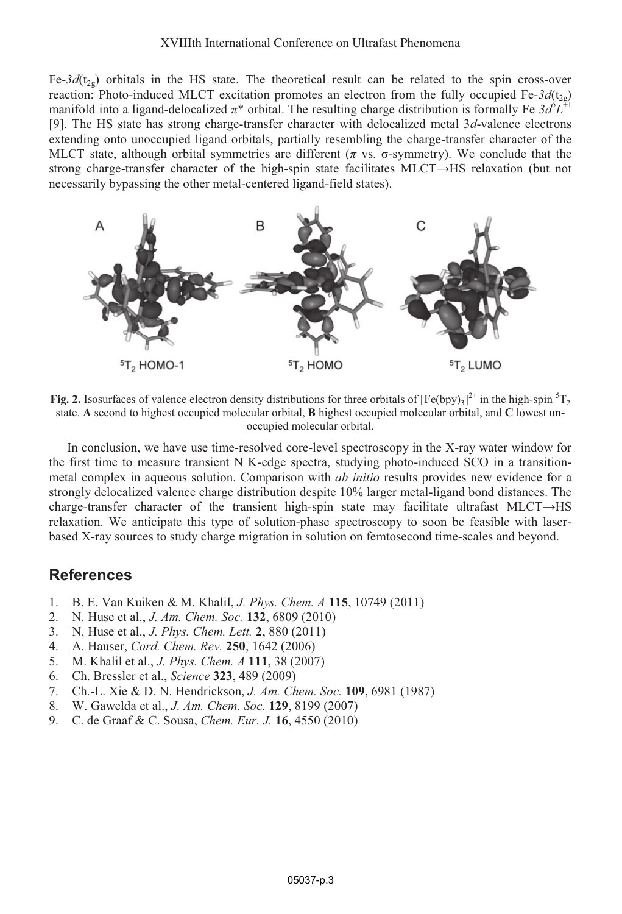Fe-$3d(t_{2g})$ orbitals in the HS state. The theoretical result can be related to the spin cross-over reaction: Photo-induced MLCT excitation promotes an electron from the fully occupied Fe-$3d(t_{2g})$ manifold into a ligand-delocalized $\pi^*$ orbital. The resulting charge distribution is formally Fe $3d^5L^{+1}$ [9]. The HS state has strong charge-transfer character with delocalized metal $3d$-valence electrons extending onto unoccupied ligand orbitals, partially resembling the charge-transfer character of the MLCT state, although orbital symmetries are different ($\pi$ vs. $\sigma$-symmetry). We conclude that the strong charge-transfer character of the high-spin state facilitates MLCT→HS relaxation (but not necessarily bypassing the other metal-centered ligand-field states).

A B C

$^5T_2$ HOMO-1 $^5T_2$ HOMO $^5T_2$ LUMO

**Fig. 2.** Isosurfaces of valence electron density distributions for three orbitals of $[Fe(bpy)_3]^{2+}$ in the high-spin $^5T_2$ state. **A** second to highest occupied molecular orbital, **B** highest occupied molecular orbital, and **C** lowest un-occupied molecular orbital.

In conclusion, we have use time-resolved core-level spectroscopy in the X-ray water window for the first time to measure transient N K-edge spectra, studying photo-induced SCO in a transition-metal complex in aqueous solution. Comparison with *ab initio* results provides new evidence for a strongly delocalized valence charge distribution despite 10% larger metal-ligand bond distances. The charge-transfer character of the transient high-spin state may facilitate ultrafast MLCT→HS relaxation. We anticipate this type of solution-phase spectroscopy to soon be feasible with laser-based X-ray sources to study charge migration in solution on femtosecond time-scales and beyond.

## References

1. B. E. Van Kuiken & M. Khalil, *J. Phys. Chem. A* **115**, 10749 (2011)
2. N. Huse et al., *J. Am. Chem. Soc.* **132**, 6809 (2010)
3. N. Huse et al., *J. Phys. Chem. Lett.* **2**, 880 (2011)
4. A. Hauser, *Cord. Chem. Rev.* **250**, 1642 (2006)
5. M. Khalil et al., *J. Phys. Chem. A* **111**, 38 (2007)
6. Ch. Bressler et al., *Science* **323**, 489 (2009)
7. Ch.-L. Xie & D. N. Hendrickson, *J. Am. Chem. Soc.* **109**, 6981 (1987)
8. W. Gawelda et al., *J. Am. Chem. Soc.* **129**, 8199 (2007)
9. C. de Graaf & C. Sousa, *Chem. Eur. J.* **16**, 4550 (2010)